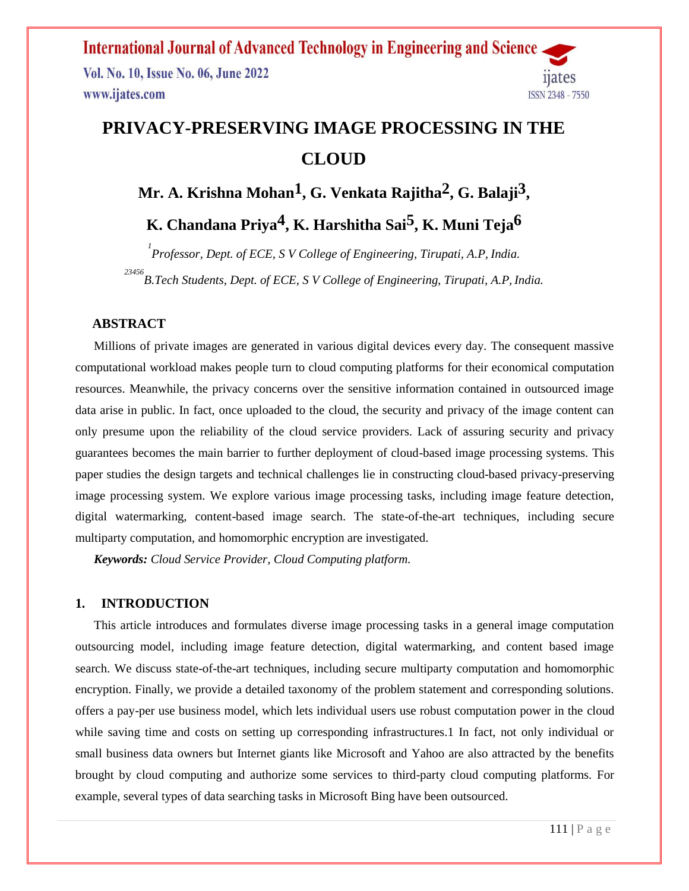# PRIVACY-PRESERVING IMAGE PROCESSING IN THE CLOUD

**Mr. A. Krishna Mohan[1], G. Venkata Rajitha[2], G. Balaji[3], K. Chandana Priya[4], K. Harshitha Sai[5], K. Muni Teja[6]**

*[1]Professor, Dept. of ECE, S V College of Engineering, Tirupati, A.P, India.*

*[23456]B.Tech Students, Dept. of ECE, S V College of Engineering, Tirupati, A.P, India.*

## ABSTRACT

Millions of private images are generated in various digital devices every day. The consequent massive computational workload makes people turn to cloud computing platforms for their economical computation resources. Meanwhile, the privacy concerns over the sensitive information contained in outsourced image data arise in public. In fact, once uploaded to the cloud, the security and privacy of the image content can only presume upon the reliability of the cloud service providers. Lack of assuring security and privacy guarantees becomes the main barrier to further deployment of cloud-based image processing systems. This paper studies the design targets and technical challenges lie in constructing cloud-based privacy-preserving image processing system. We explore various image processing tasks, including image feature detection, digital watermarking, content-based image search. The state-of-the-art techniques, including secure multiparty computation, and homomorphic encryption are investigated.

***Keywords:*** *Cloud Service Provider, Cloud Computing platform.*

## 1. INTRODUCTION

This article introduces and formulates diverse image processing tasks in a general image computation outsourcing model, including image feature detection, digital watermarking, and content based image search. We discuss state-of-the-art techniques, including secure multiparty computation and homomorphic encryption. Finally, we provide a detailed taxonomy of the problem statement and corresponding solutions. offers a pay-per use business model, which lets individual users use robust computation power in the cloud while saving time and costs on setting up corresponding infrastructures.1 In fact, not only individual or small business data owners but Internet giants like Microsoft and Yahoo are also attracted by the benefits brought by cloud computing and authorize some services to third-party cloud computing platforms. For example, several types of data searching tasks in Microsoft Bing have been outsourced.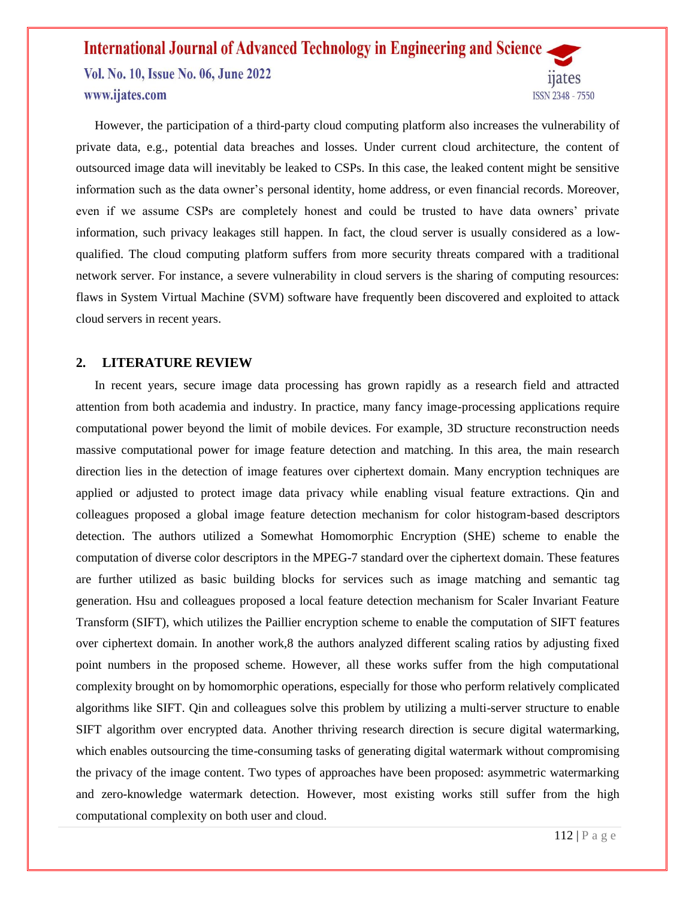However, the participation of a third-party cloud computing platform also increases the vulnerability of private data, e.g., potential data breaches and losses. Under current cloud architecture, the content of outsourced image data will inevitably be leaked to CSPs. In this case, the leaked content might be sensitive information such as the data owner's personal identity, home address, or even financial records. Moreover, even if we assume CSPs are completely honest and could be trusted to have data owners' private information, such privacy leakages still happen. In fact, the cloud server is usually considered as a low-qualified. The cloud computing platform suffers from more security threats compared with a traditional network server. For instance, a severe vulnerability in cloud servers is the sharing of computing resources: flaws in System Virtual Machine (SVM) software have frequently been discovered and exploited to attack cloud servers in recent years.

## 2. LITERATURE REVIEW

In recent years, secure image data processing has grown rapidly as a research field and attracted attention from both academia and industry. In practice, many fancy image-processing applications require computational power beyond the limit of mobile devices. For example, 3D structure reconstruction needs massive computational power for image feature detection and matching. In this area, the main research direction lies in the detection of image features over ciphertext domain. Many encryption techniques are applied or adjusted to protect image data privacy while enabling visual feature extractions. Qin and colleagues proposed a global image feature detection mechanism for color histogram-based descriptors detection. The authors utilized a Somewhat Homomorphic Encryption (SHE) scheme to enable the computation of diverse color descriptors in the MPEG-7 standard over the ciphertext domain. These features are further utilized as basic building blocks for services such as image matching and semantic tag generation. Hsu and colleagues proposed a local feature detection mechanism for Scaler Invariant Feature Transform (SIFT), which utilizes the Paillier encryption scheme to enable the computation of SIFT features over ciphertext domain. In another work,8 the authors analyzed different scaling ratios by adjusting fixed point numbers in the proposed scheme. However, all these works suffer from the high computational complexity brought on by homomorphic operations, especially for those who perform relatively complicated algorithms like SIFT. Qin and colleagues solve this problem by utilizing a multi-server structure to enable SIFT algorithm over encrypted data. Another thriving research direction is secure digital watermarking, which enables outsourcing the time-consuming tasks of generating digital watermark without compromising the privacy of the image content. Two types of approaches have been proposed: asymmetric watermarking and zero-knowledge watermark detection. However, most existing works still suffer from the high computational complexity on both user and cloud.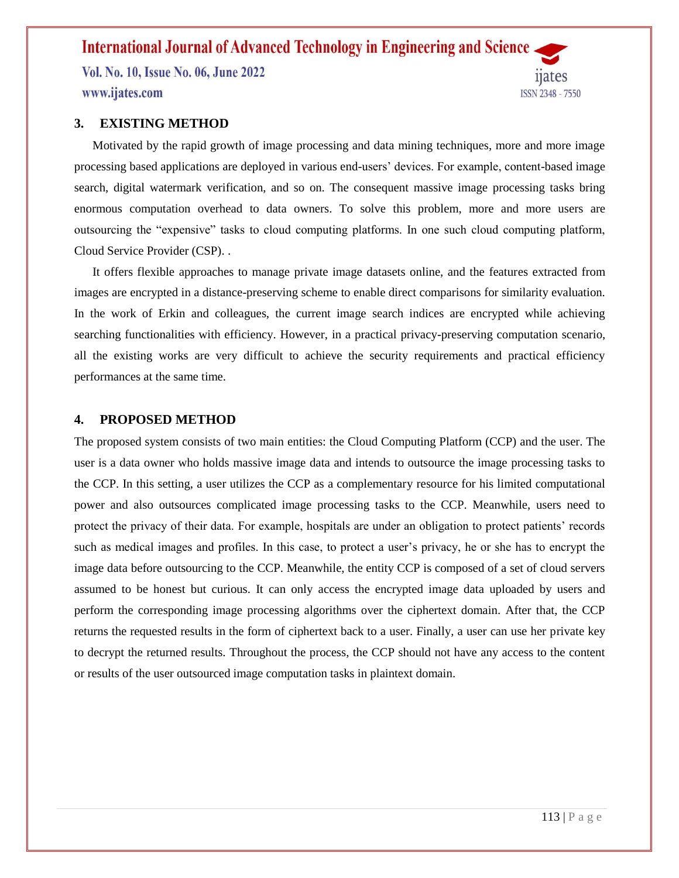## 3. EXISTING METHOD

Motivated by the rapid growth of image processing and data mining techniques, more and more image processing based applications are deployed in various end-users' devices. For example, content-based image search, digital watermark verification, and so on. The consequent massive image processing tasks bring enormous computation overhead to data owners. To solve this problem, more and more users are outsourcing the "expensive" tasks to cloud computing platforms. In one such cloud computing platform, Cloud Service Provider (CSP). .

It offers flexible approaches to manage private image datasets online, and the features extracted from images are encrypted in a distance-preserving scheme to enable direct comparisons for similarity evaluation. In the work of Erkin and colleagues, the current image search indices are encrypted while achieving searching functionalities with efficiency. However, in a practical privacy-preserving computation scenario, all the existing works are very difficult to achieve the security requirements and practical efficiency performances at the same time.

## 4. PROPOSED METHOD

The proposed system consists of two main entities: the Cloud Computing Platform (CCP) and the user. The user is a data owner who holds massive image data and intends to outsource the image processing tasks to the CCP. In this setting, a user utilizes the CCP as a complementary resource for his limited computational power and also outsources complicated image processing tasks to the CCP. Meanwhile, users need to protect the privacy of their data. For example, hospitals are under an obligation to protect patients' records such as medical images and profiles. In this case, to protect a user's privacy, he or she has to encrypt the image data before outsourcing to the CCP. Meanwhile, the entity CCP is composed of a set of cloud servers assumed to be honest but curious. It can only access the encrypted image data uploaded by users and perform the corresponding image processing algorithms over the ciphertext domain. After that, the CCP returns the requested results in the form of ciphertext back to a user. Finally, a user can use her private key to decrypt the returned results. Throughout the process, the CCP should not have any access to the content or results of the user outsourced image computation tasks in plaintext domain.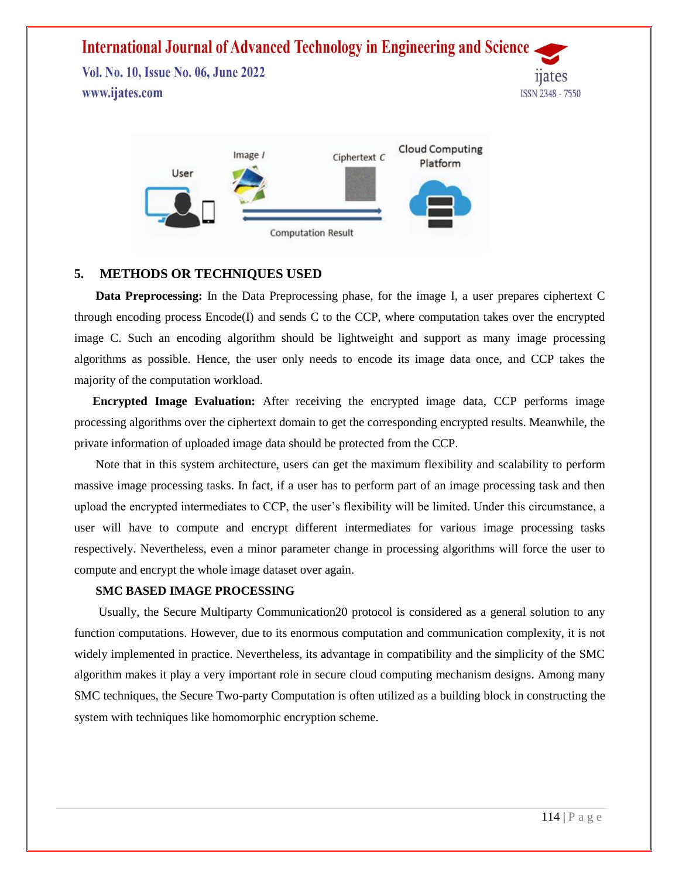## 5. METHODS OR TECHNIQUES USED

**Data Preprocessing:** In the Data Preprocessing phase, for the image I, a user prepares ciphertext C through encoding process Encode(I) and sends C to the CCP, where computation takes over the encrypted image C. Such an encoding algorithm should be lightweight and support as many image processing algorithms as possible. Hence, the user only needs to encode its image data once, and CCP takes the majority of the computation workload.

**Encrypted Image Evaluation:** After receiving the encrypted image data, CCP performs image processing algorithms over the ciphertext domain to get the corresponding encrypted results. Meanwhile, the private information of uploaded image data should be protected from the CCP.

Note that in this system architecture, users can get the maximum flexibility and scalability to perform massive image processing tasks. In fact, if a user has to perform part of an image processing task and then upload the encrypted intermediates to CCP, the user's flexibility will be limited. Under this circumstance, a user will have to compute and encrypt different intermediates for various image processing tasks respectively. Nevertheless, even a minor parameter change in processing algorithms will force the user to compute and encrypt the whole image dataset over again.

### SMC BASED IMAGE PROCESSING

Usually, the Secure Multiparty Communication20 protocol is considered as a general solution to any function computations. However, due to its enormous computation and communication complexity, it is not widely implemented in practice. Nevertheless, its advantage in compatibility and the simplicity of the SMC algorithm makes it play a very important role in secure cloud computing mechanism designs. Among many SMC techniques, the Secure Two-party Computation is often utilized as a building block in constructing the system with techniques like homomorphic encryption scheme.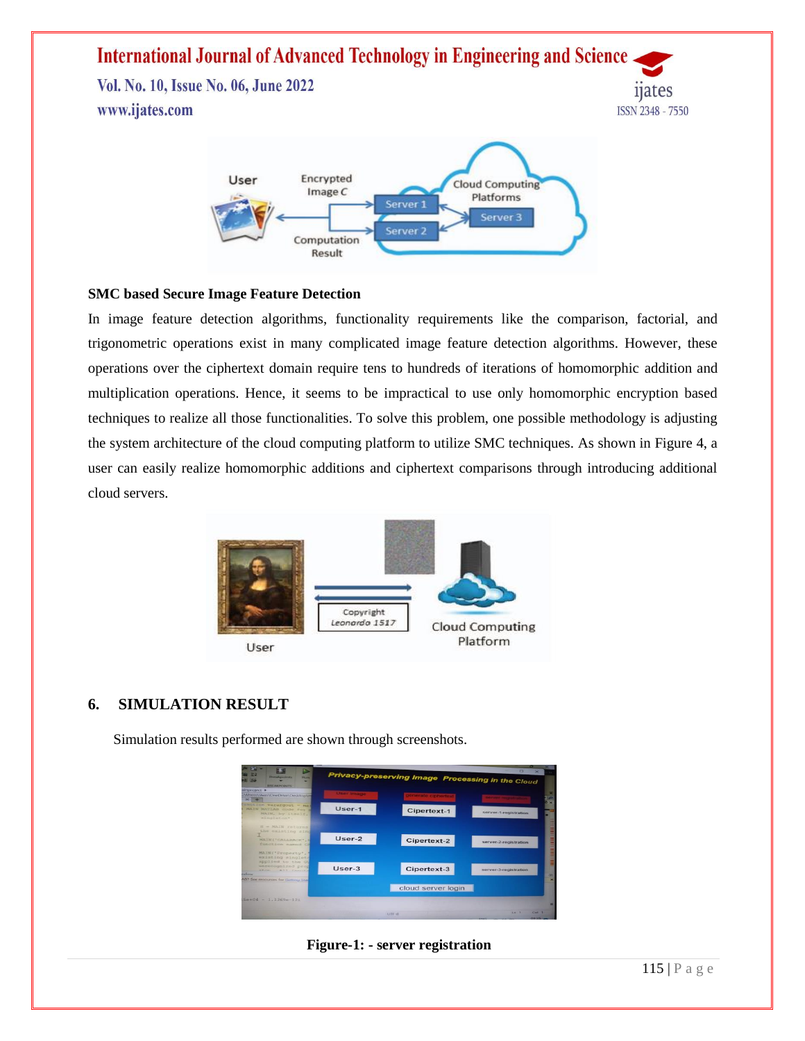**SMC based Secure Image Feature Detection**

In image feature detection algorithms, functionality requirements like the comparison, factorial, and trigonometric operations exist in many complicated image feature detection algorithms. However, these operations over the ciphertext domain require tens to hundreds of iterations of homomorphic addition and multiplication operations. Hence, it seems to be impractical to use only homomorphic encryption based techniques to realize all those functionalities. To solve this problem, one possible methodology is adjusting the system architecture of the cloud computing platform to utilize SMC techniques. As shown in Figure 4, a user can easily realize homomorphic additions and ciphertext comparisons through introducing additional cloud servers.

## 6. SIMULATION RESULT

Simulation results performed are shown through screenshots.

**Figure-1: - server registration**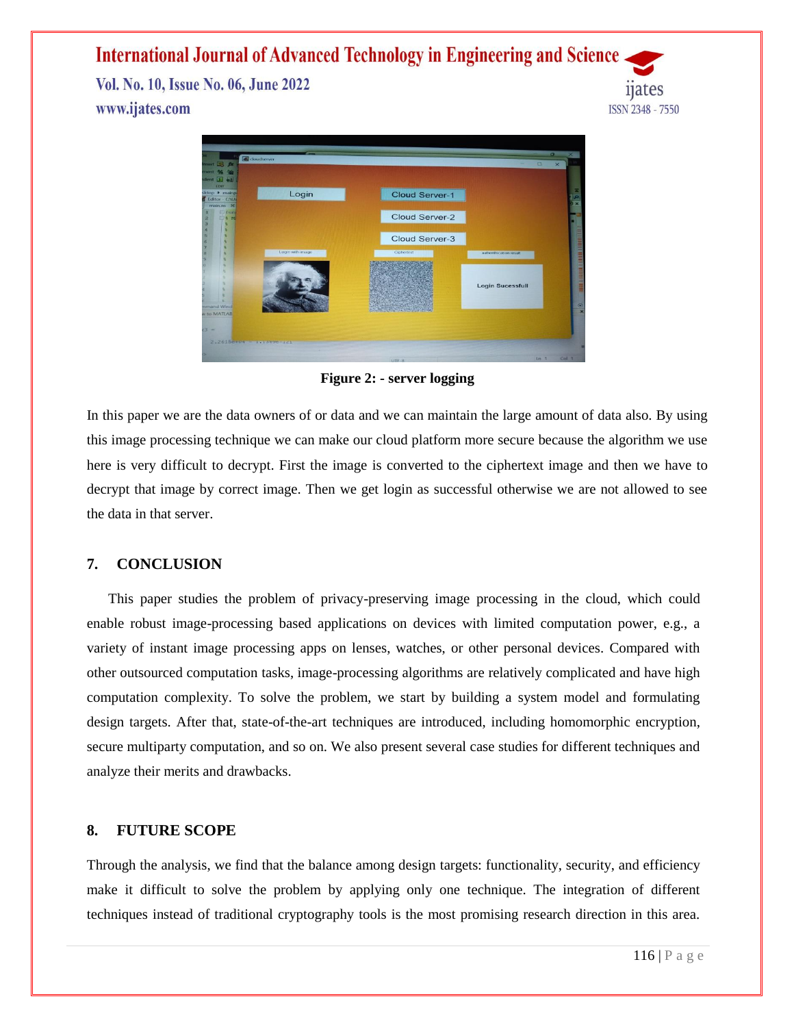**Figure 2: - server logging**

In this paper we are the data owners of or data and we can maintain the large amount of data also. By using this image processing technique we can make our cloud platform more secure because the algorithm we use here is very difficult to decrypt. First the image is converted to the ciphertext image and then we have to decrypt that image by correct image. Then we get login as successful otherwise we are not allowed to see the data in that server.

## 7. CONCLUSION

This paper studies the problem of privacy-preserving image processing in the cloud, which could enable robust image-processing based applications on devices with limited computation power, e.g., a variety of instant image processing apps on lenses, watches, or other personal devices. Compared with other outsourced computation tasks, image-processing algorithms are relatively complicated and have high computation complexity. To solve the problem, we start by building a system model and formulating design targets. After that, state-of-the-art techniques are introduced, including homomorphic encryption, secure multiparty computation, and so on. We also present several case studies for different techniques and analyze their merits and drawbacks.

## 8. FUTURE SCOPE

Through the analysis, we find that the balance among design targets: functionality, security, and efficiency make it difficult to solve the problem by applying only one technique. The integration of different techniques instead of traditional cryptography tools is the most promising research direction in this area.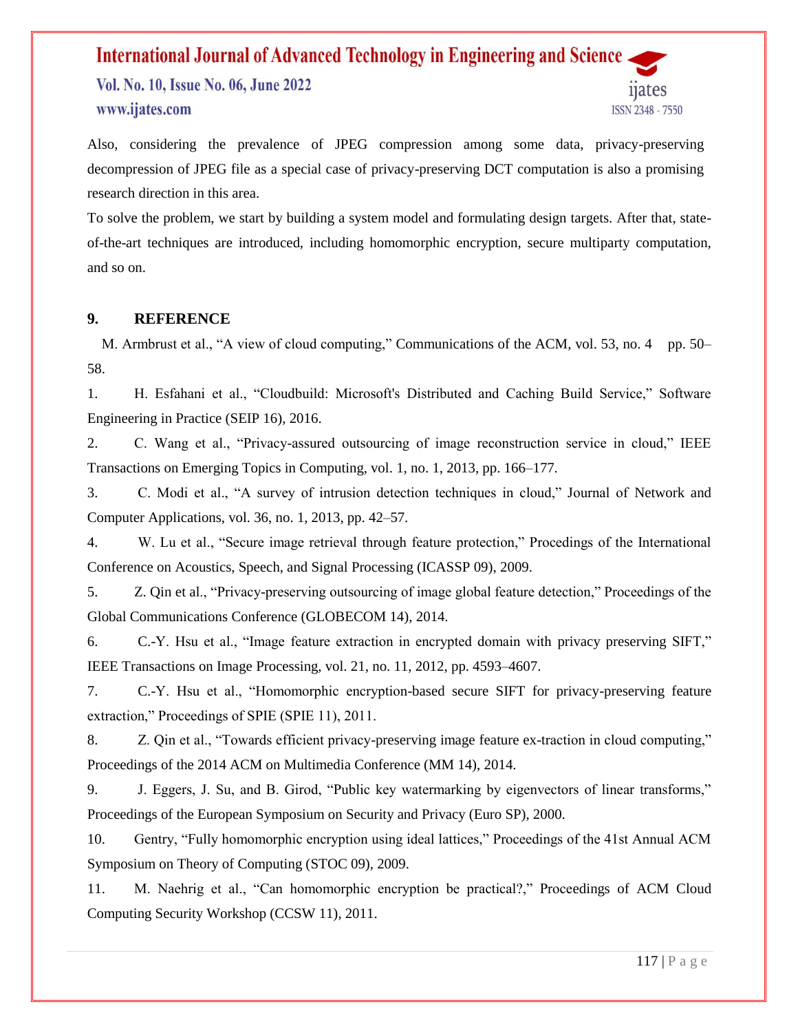Also, considering the prevalence of JPEG compression among some data, privacy-preserving decompression of JPEG file as a special case of privacy-preserving DCT computation is also a promising research direction in this area.

To solve the problem, we start by building a system model and formulating design targets. After that, state-of-the-art techniques are introduced, including homomorphic encryption, secure multiparty computation, and so on.

## 9. REFERENCE

M. Armbrust et al., "A view of cloud computing," Communications of the ACM, vol. 53, no. 4 pp. 50–58.

1. H. Esfahani et al., "Cloudbuild: Microsoft's Distributed and Caching Build Service," Software Engineering in Practice (SEIP 16), 2016.
2. C. Wang et al., "Privacy-assured outsourcing of image reconstruction service in cloud," IEEE Transactions on Emerging Topics in Computing, vol. 1, no. 1, 2013, pp. 166–177.
3. C. Modi et al., "A survey of intrusion detection techniques in cloud," Journal of Network and Computer Applications, vol. 36, no. 1, 2013, pp. 42–57.
4. W. Lu et al., "Secure image retrieval through feature protection," Procedings of the International Conference on Acoustics, Speech, and Signal Processing (ICASSP 09), 2009.
5. Z. Qin et al., "Privacy-preserving outsourcing of image global feature detection," Proceedings of the Global Communications Conference (GLOBECOM 14), 2014.
6. C.-Y. Hsu et al., "Image feature extraction in encrypted domain with privacy preserving SIFT," IEEE Transactions on Image Processing, vol. 21, no. 11, 2012, pp. 4593–4607.
7. C.-Y. Hsu et al., "Homomorphic encryption-based secure SIFT for privacy-preserving feature extraction," Proceedings of SPIE (SPIE 11), 2011.
8. Z. Qin et al., "Towards efficient privacy-preserving image feature ex-traction in cloud computing," Proceedings of the 2014 ACM on Multimedia Conference (MM 14), 2014.
9. J. Eggers, J. Su, and B. Girod, "Public key watermarking by eigenvectors of linear transforms," Proceedings of the European Symposium on Security and Privacy (Euro SP), 2000.
10. Gentry, "Fully homomorphic encryption using ideal lattices," Proceedings of the 41st Annual ACM Symposium on Theory of Computing (STOC 09), 2009.
11. M. Naehrig et al., "Can homomorphic encryption be practical?," Proceedings of ACM Cloud Computing Security Workshop (CCSW 11), 2011.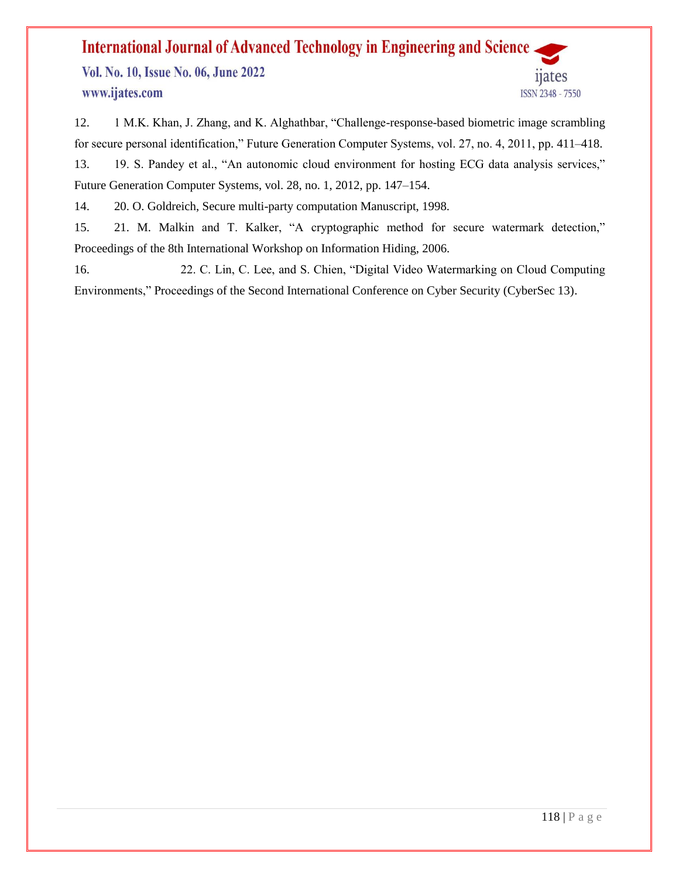12. 1 M.K. Khan, J. Zhang, and K. Alghathbar, "Challenge-response-based biometric image scrambling for secure personal identification," Future Generation Computer Systems, vol. 27, no. 4, 2011, pp. 411–418.
13. 19. S. Pandey et al., "An autonomic cloud environment for hosting ECG data analysis services," Future Generation Computer Systems, vol. 28, no. 1, 2012, pp. 147–154.
14. 20. O. Goldreich, Secure multi-party computation Manuscript, 1998.
15. 21. M. Malkin and T. Kalker, "A cryptographic method for secure watermark detection," Proceedings of the 8th International Workshop on Information Hiding, 2006.
16. 22. C. Lin, C. Lee, and S. Chien, "Digital Video Watermarking on Cloud Computing Environments," Proceedings of the Second International Conference on Cyber Security (CyberSec 13).